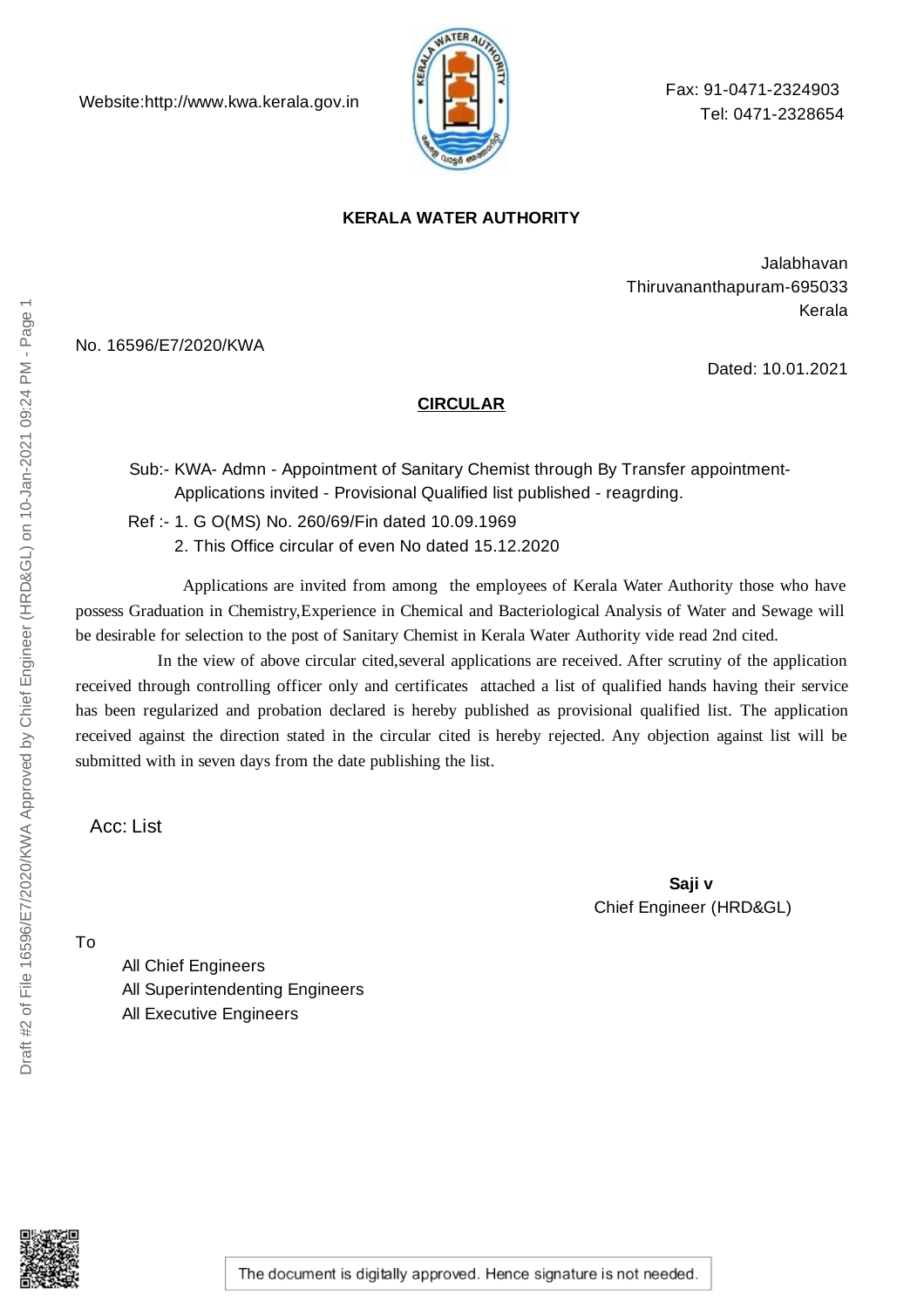Website:http://www.kwa.kerala.gov.in

Fax: 91-0471-2324903
Tel: 0471-2328654

**KERALA WATER AUTHORITY**

Jalabhavan
Thiruvananthapuram-695033
Kerala

No. 16596/E7/2020/KWA

Dated: 10.01.2021

**CIRCULAR**

Sub:- KWA- Admn - Appointment of Sanitary Chemist through By Transfer appointment- Applications invited - Provisional Qualified list published - reagrding.

Ref :- 1. G O(MS) No. 260/69/Fin dated 10.09.1969
2. This Office circular of even No dated 15.12.2020

Applications are invited from among the employees of Kerala Water Authority those who have possess Graduation in Chemistry,Experience in Chemical and Bacteriological Analysis of Water and Sewage will be desirable for selection to the post of Sanitary Chemist in Kerala Water Authority vide read 2nd cited.

In the view of above circular cited,several applications are received. After scrutiny of the application received through controlling officer only and certificates attached a list of qualified hands having their service has been regularized and probation declared is hereby published as provisional qualified list. The application received against the direction stated in the circular cited is hereby rejected. Any objection against list will be submitted with in seven days from the date publishing the list.

Acc: List

**Saji v**
Chief Engineer (HRD&GL)

To

All Chief Engineers
All Superintendenting Engineers
All Executive Engineers

The document is digitally approved. Hence signature is not needed.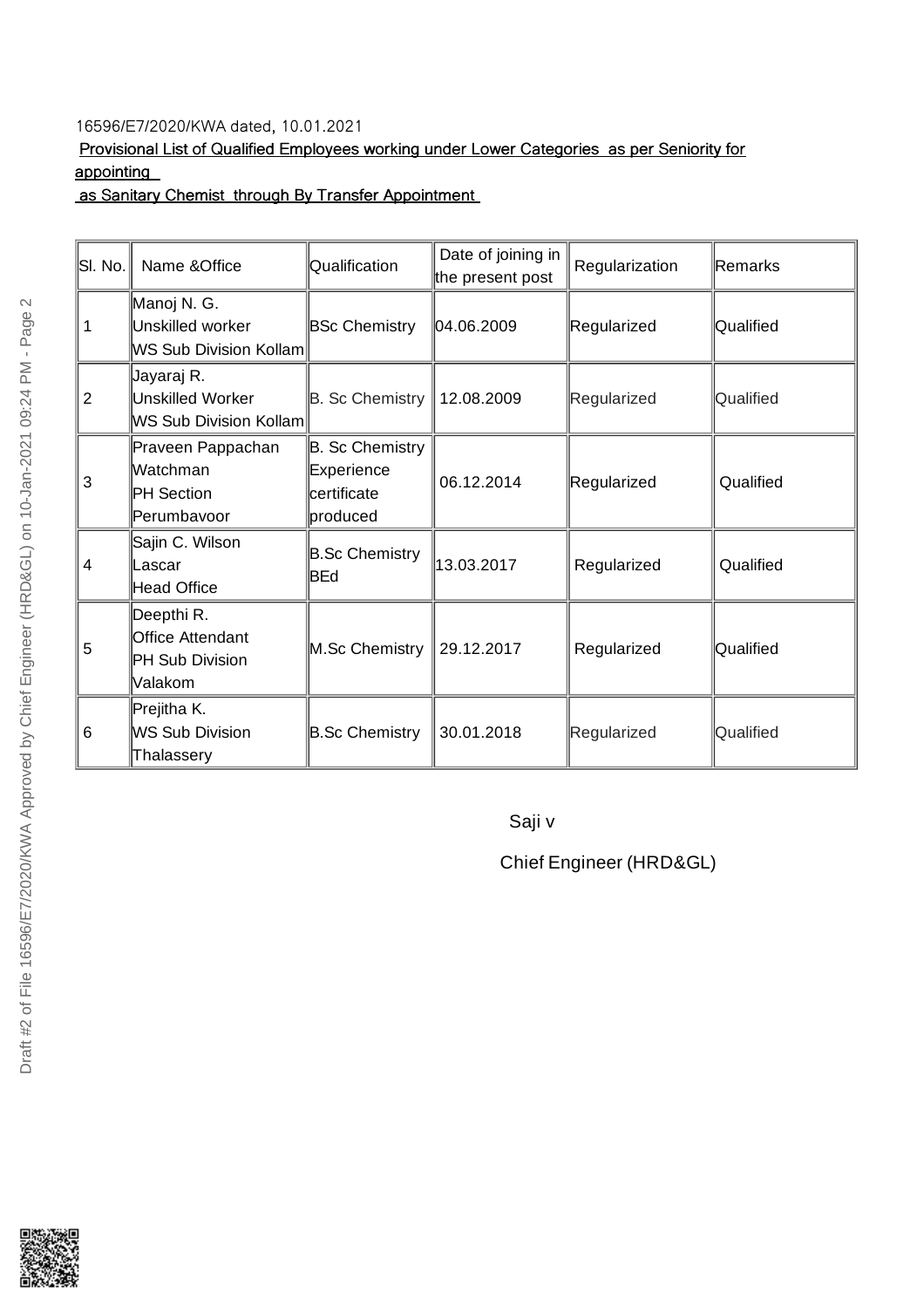16596/E7/2020/KWA dated, 10.01.2021

Provisional List of Qualified Employees working under Lower Categories as per Seniority for appointing as Sanitary Chemist through By Transfer Appointment

| Sl. No. | Name &Office | Qualification | Date of joining in the present post | Regularization | Remarks |
|---|---|---|---|---|---|
| 1 | Manoj N. G.<br>Unskilled worker<br>WS Sub Division Kollam | BSc Chemistry | 04.06.2009 | Regularized | Qualified |
| 2 | Jayaraj R.<br>Unskilled Worker<br>WS Sub Division Kollam | B. Sc Chemistry | 12.08.2009 | Regularized | Qualified |
| 3 | Praveen Pappachan<br>Watchman<br>PH Section<br>Perumbavoor | B. Sc Chemistry<br>Experience certificate produced | 06.12.2014 | Regularized | Qualified |
| 4 | Sajin C. Wilson<br>Lascar<br>Head Office | B.Sc Chemistry<br>BEd | 13.03.2017 | Regularized | Qualified |
| 5 | Deepthi R.<br>Office Attendant<br>PH Sub Division<br>Valakom | M.Sc Chemistry | 29.12.2017 | Regularized | Qualified |
| 6 | Prejitha K.<br>WS Sub Division<br>Thalassery | B.Sc Chemistry | 30.01.2018 | Regularized | Qualified |

Saji v

Chief Engineer (HRD&GL)

Draft #2 of File 16596/E7/2020/KWA Approved by Chief Engineer (HRD&GL) on 10-Jan-2021 09:24 PM